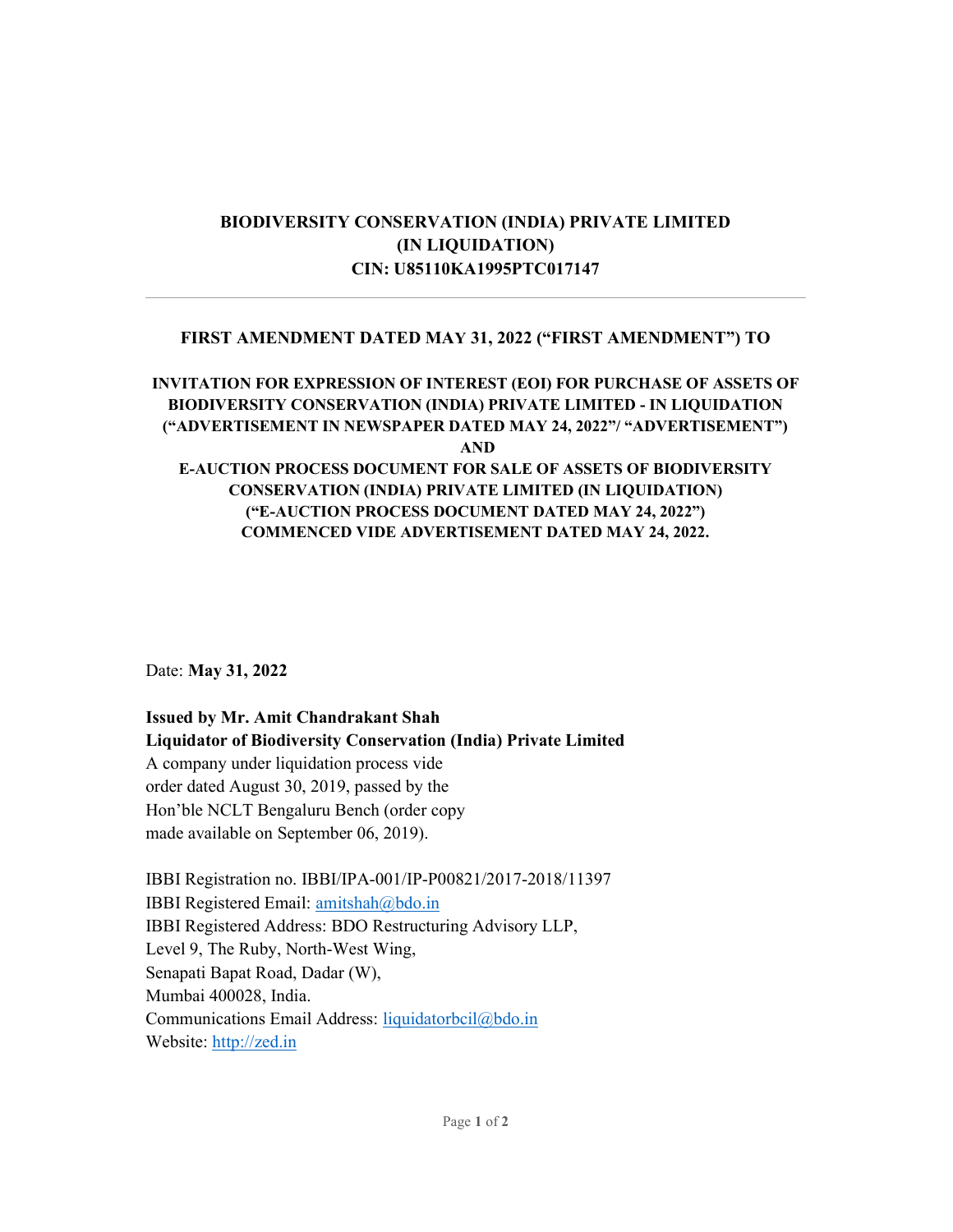# BIODIVERSITY CONSERVATION (INDIA) PRIVATE LIMITED
# (IN LIQUIDATION)
# CIN: U85110KA1995PTC017147

---

## FIRST AMENDMENT DATED MAY 31, 2022 ("FIRST AMENDMENT") TO

**INVITATION FOR EXPRESSION OF INTEREST (EOI) FOR PURCHASE OF ASSETS OF BIODIVERSITY CONSERVATION (INDIA) PRIVATE LIMITED - IN LIQUIDATION ("ADVERTISEMENT IN NEWSPAPER DATED MAY 24, 2022"/ "ADVERTISEMENT") AND E-AUCTION PROCESS DOCUMENT FOR SALE OF ASSETS OF BIODIVERSITY CONSERVATION (INDIA) PRIVATE LIMITED (IN LIQUIDATION) ("E-AUCTION PROCESS DOCUMENT DATED MAY 24, 2022") COMMENCED VIDE ADVERTISEMENT DATED MAY 24, 2022.**

Date: **May 31, 2022**

**Issued by Mr. Amit Chandrakant Shah**
**Liquidator of Biodiversity Conservation (India) Private Limited**
A company under liquidation process vide order dated August 30, 2019, passed by the Hon'ble NCLT Bengaluru Bench (order copy made available on September 06, 2019).

IBBI Registration no. IBBI/IPA-001/IP-P00821/2017-2018/11397
IBBI Registered Email: amitshah@bdo.in
IBBI Registered Address: BDO Restructuring Advisory LLP,
Level 9, The Ruby, North-West Wing,
Senapati Bapat Road, Dadar (W),
Mumbai 400028, India.
Communications Email Address: liquidatorbcil@bdo.in
Website: http://zed.in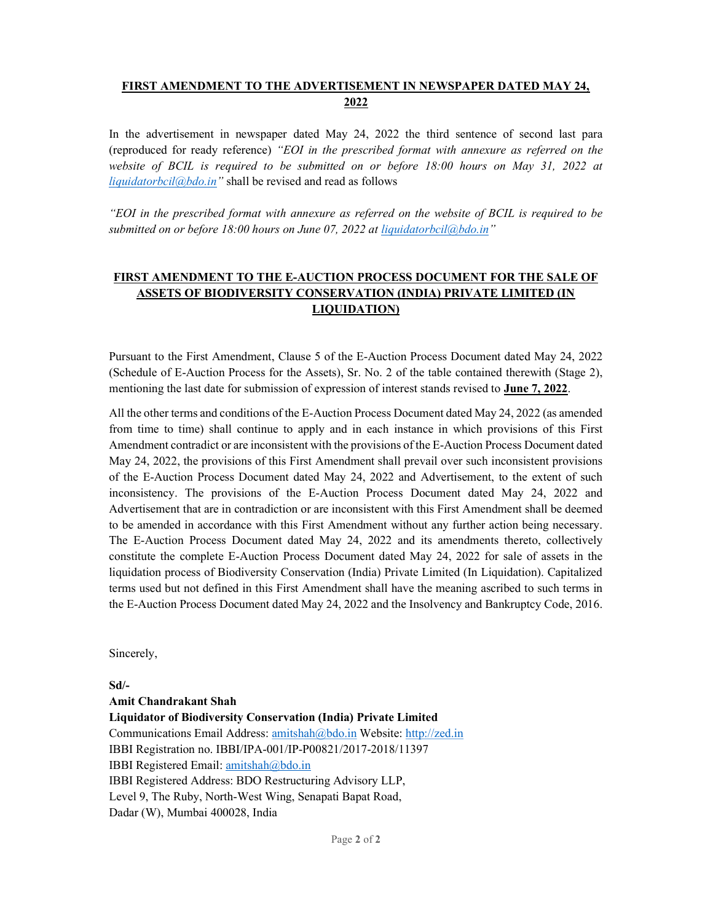## **FIRST AMENDMENT TO THE ADVERTISEMENT IN NEWSPAPER DATED MAY 24, 2022**

In the advertisement in newspaper dated May 24, 2022 the third sentence of second last para (reproduced for ready reference) *"EOI in the prescribed format with annexure as referred on the website of BCIL is required to be submitted on or before 18:00 hours on May 31, 2022 at liquidatorbcil@bdo.in"* shall be revised and read as follows

*"EOI in the prescribed format with annexure as referred on the website of BCIL is required to be submitted on or before 18:00 hours on June 07, 2022 at liquidatorbcil@bdo.in"*

## **FIRST AMENDMENT TO THE E-AUCTION PROCESS DOCUMENT FOR THE SALE OF ASSETS OF BIODIVERSITY CONSERVATION (INDIA) PRIVATE LIMITED (IN LIQUIDATION)**

Pursuant to the First Amendment, Clause 5 of the E-Auction Process Document dated May 24, 2022 (Schedule of E-Auction Process for the Assets), Sr. No. 2 of the table contained therewith (Stage 2), mentioning the last date for submission of expression of interest stands revised to **June 7, 2022**.

All the other terms and conditions of the E-Auction Process Document dated May 24, 2022 (as amended from time to time) shall continue to apply and in each instance in which provisions of this First Amendment contradict or are inconsistent with the provisions of the E-Auction Process Document dated May 24, 2022, the provisions of this First Amendment shall prevail over such inconsistent provisions of the E-Auction Process Document dated May 24, 2022 and Advertisement, to the extent of such inconsistency. The provisions of the E-Auction Process Document dated May 24, 2022 and Advertisement that are in contradiction or are inconsistent with this First Amendment shall be deemed to be amended in accordance with this First Amendment without any further action being necessary. The E-Auction Process Document dated May 24, 2022 and its amendments thereto, collectively constitute the complete E-Auction Process Document dated May 24, 2022 for sale of assets in the liquidation process of Biodiversity Conservation (India) Private Limited (In Liquidation). Capitalized terms used but not defined in this First Amendment shall have the meaning ascribed to such terms in the E-Auction Process Document dated May 24, 2022 and the Insolvency and Bankruptcy Code, 2016.

Sincerely,

**Sd/-**
**Amit Chandrakant Shah**
**Liquidator of Biodiversity Conservation (India) Private Limited**
Communications Email Address: amitshah@bdo.in Website: http://zed.in
IBBI Registration no. IBBI/IPA-001/IP-P00821/2017-2018/11397
IBBI Registered Email: amitshah@bdo.in
IBBI Registered Address: BDO Restructuring Advisory LLP,
Level 9, The Ruby, North-West Wing, Senapati Bapat Road,
Dadar (W), Mumbai 400028, India